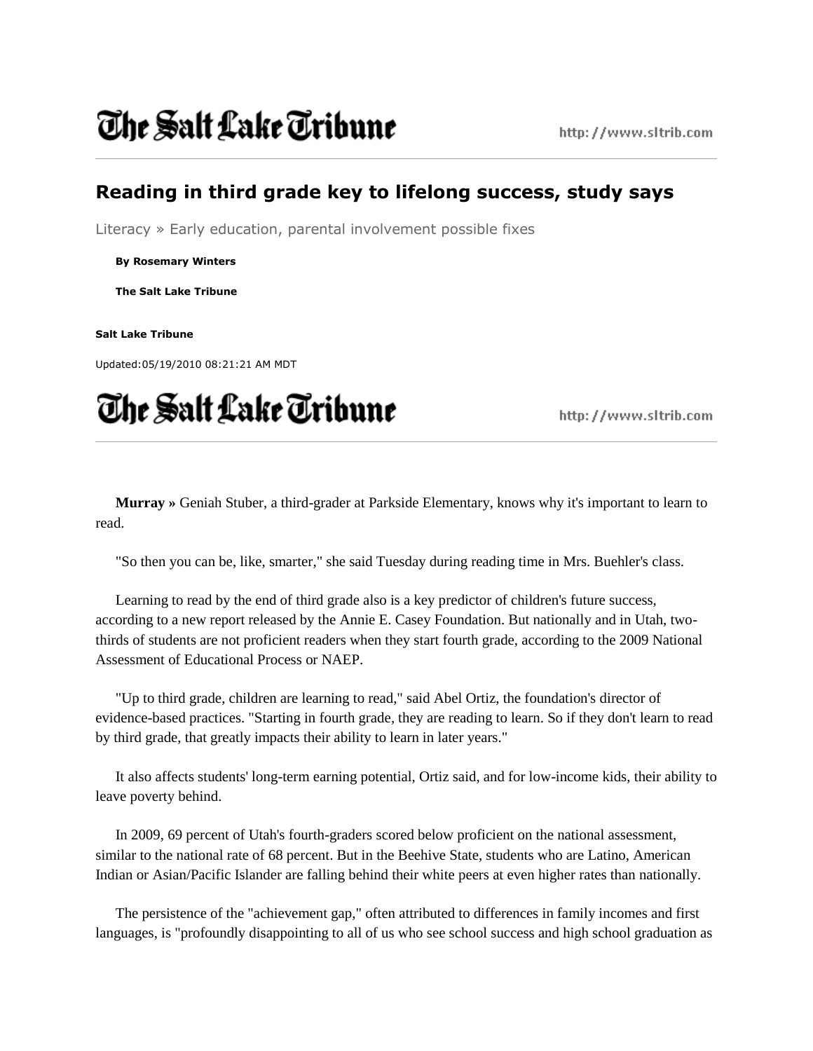The Salt Lake Tribune

http://www.sltrib.com

## Reading in third grade key to lifelong success, study says

Literacy » Early education, parental involvement possible fixes

**By Rosemary Winters**

**The Salt Lake Tribune**

**Salt Lake Tribune**

Updated:05/19/2010 08:21:21 AM MDT

The Salt Lake Tribune

http://www.sltrib.com

**Murray »** Geniah Stuber, a third-grader at Parkside Elementary, knows why it's important to learn to read.

"So then you can be, like, smarter," she said Tuesday during reading time in Mrs. Buehler's class.

Learning to read by the end of third grade also is a key predictor of children's future success, according to a new report released by the Annie E. Casey Foundation. But nationally and in Utah, two-thirds of students are not proficient readers when they start fourth grade, according to the 2009 National Assessment of Educational Process or NAEP.

"Up to third grade, children are learning to read," said Abel Ortiz, the foundation's director of evidence-based practices. "Starting in fourth grade, they are reading to learn. So if they don't learn to read by third grade, that greatly impacts their ability to learn in later years."

It also affects students' long-term earning potential, Ortiz said, and for low-income kids, their ability to leave poverty behind.

In 2009, 69 percent of Utah's fourth-graders scored below proficient on the national assessment, similar to the national rate of 68 percent. But in the Beehive State, students who are Latino, American Indian or Asian/Pacific Islander are falling behind their white peers at even higher rates than nationally.

The persistence of the "achievement gap," often attributed to differences in family incomes and first languages, is "profoundly disappointing to all of us who see school success and high school graduation as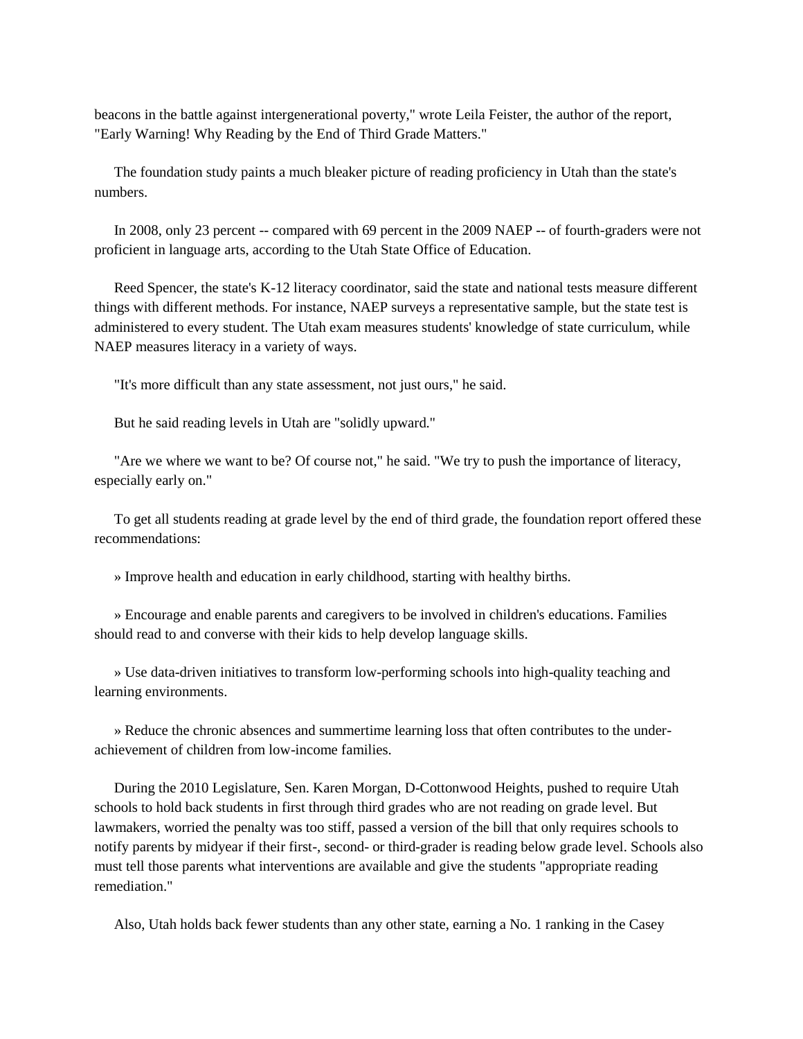beacons in the battle against intergenerational poverty," wrote Leila Feister, the author of the report, "Early Warning! Why Reading by the End of Third Grade Matters."

The foundation study paints a much bleaker picture of reading proficiency in Utah than the state's numbers.

In 2008, only 23 percent -- compared with 69 percent in the 2009 NAEP -- of fourth-graders were not proficient in language arts, according to the Utah State Office of Education.

Reed Spencer, the state's K-12 literacy coordinator, said the state and national tests measure different things with different methods. For instance, NAEP surveys a representative sample, but the state test is administered to every student. The Utah exam measures students' knowledge of state curriculum, while NAEP measures literacy in a variety of ways.

"It's more difficult than any state assessment, not just ours," he said.

But he said reading levels in Utah are "solidly upward."

"Are we where we want to be? Of course not," he said. "We try to push the importance of literacy, especially early on."

To get all students reading at grade level by the end of third grade, the foundation report offered these recommendations:

» Improve health and education in early childhood, starting with healthy births.

» Encourage and enable parents and caregivers to be involved in children's educations. Families should read to and converse with their kids to help develop language skills.

» Use data-driven initiatives to transform low-performing schools into high-quality teaching and learning environments.

» Reduce the chronic absences and summertime learning loss that often contributes to the under-achievement of children from low-income families.

During the 2010 Legislature, Sen. Karen Morgan, D-Cottonwood Heights, pushed to require Utah schools to hold back students in first through third grades who are not reading on grade level. But lawmakers, worried the penalty was too stiff, passed a version of the bill that only requires schools to notify parents by midyear if their first-, second- or third-grader is reading below grade level. Schools also must tell those parents what interventions are available and give the students "appropriate reading remediation."

Also, Utah holds back fewer students than any other state, earning a No. 1 ranking in the Casey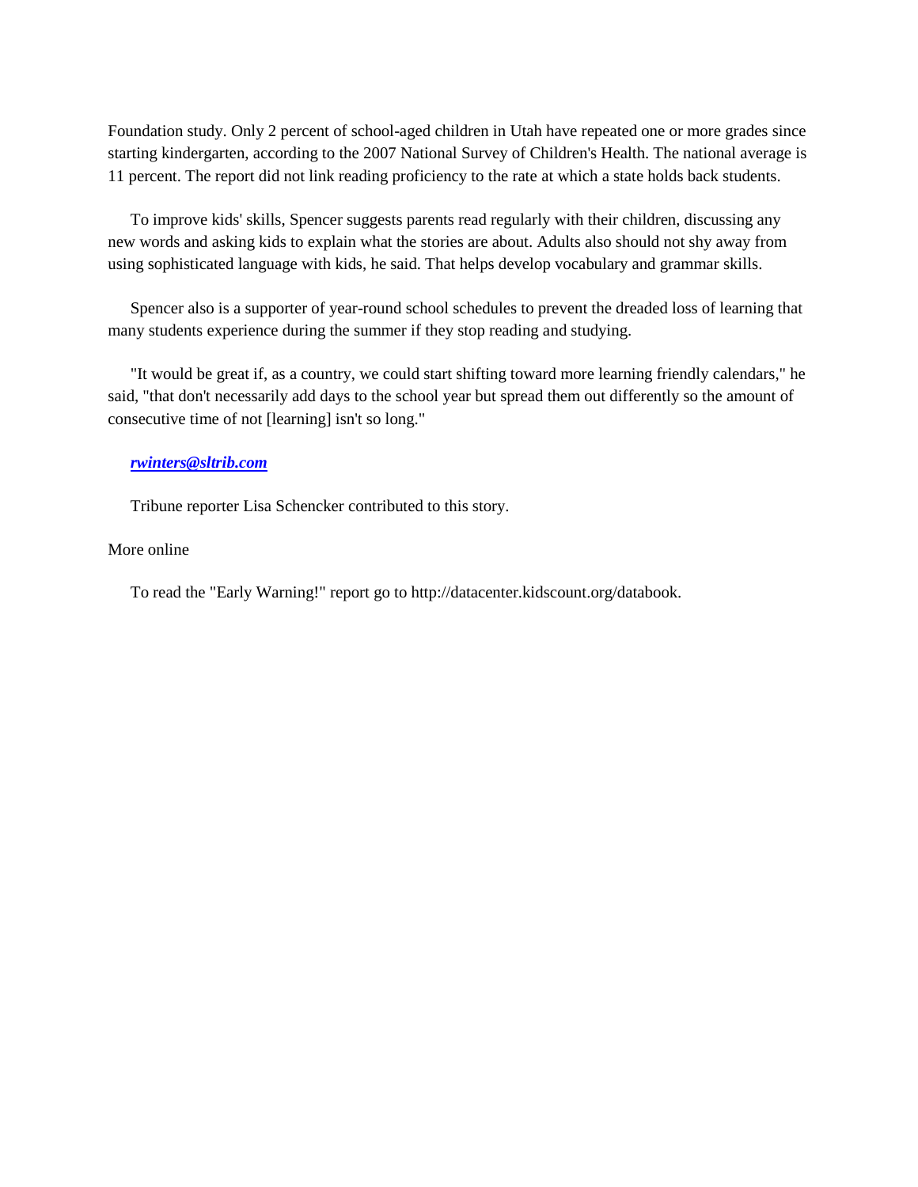Foundation study. Only 2 percent of school-aged children in Utah have repeated one or more grades since starting kindergarten, according to the 2007 National Survey of Children's Health. The national average is 11 percent. The report did not link reading proficiency to the rate at which a state holds back students.

To improve kids' skills, Spencer suggests parents read regularly with their children, discussing any new words and asking kids to explain what the stories are about. Adults also should not shy away from using sophisticated language with kids, he said. That helps develop vocabulary and grammar skills.

Spencer also is a supporter of year-round school schedules to prevent the dreaded loss of learning that many students experience during the summer if they stop reading and studying.

"It would be great if, as a country, we could start shifting toward more learning friendly calendars," he said, "that don't necessarily add days to the school year but spread them out differently so the amount of consecutive time of not [learning] isn't so long."

***rwinters@sltrib.com***

Tribune reporter Lisa Schencker contributed to this story.

More online

To read the "Early Warning!" report go to http://datacenter.kidscount.org/databook.